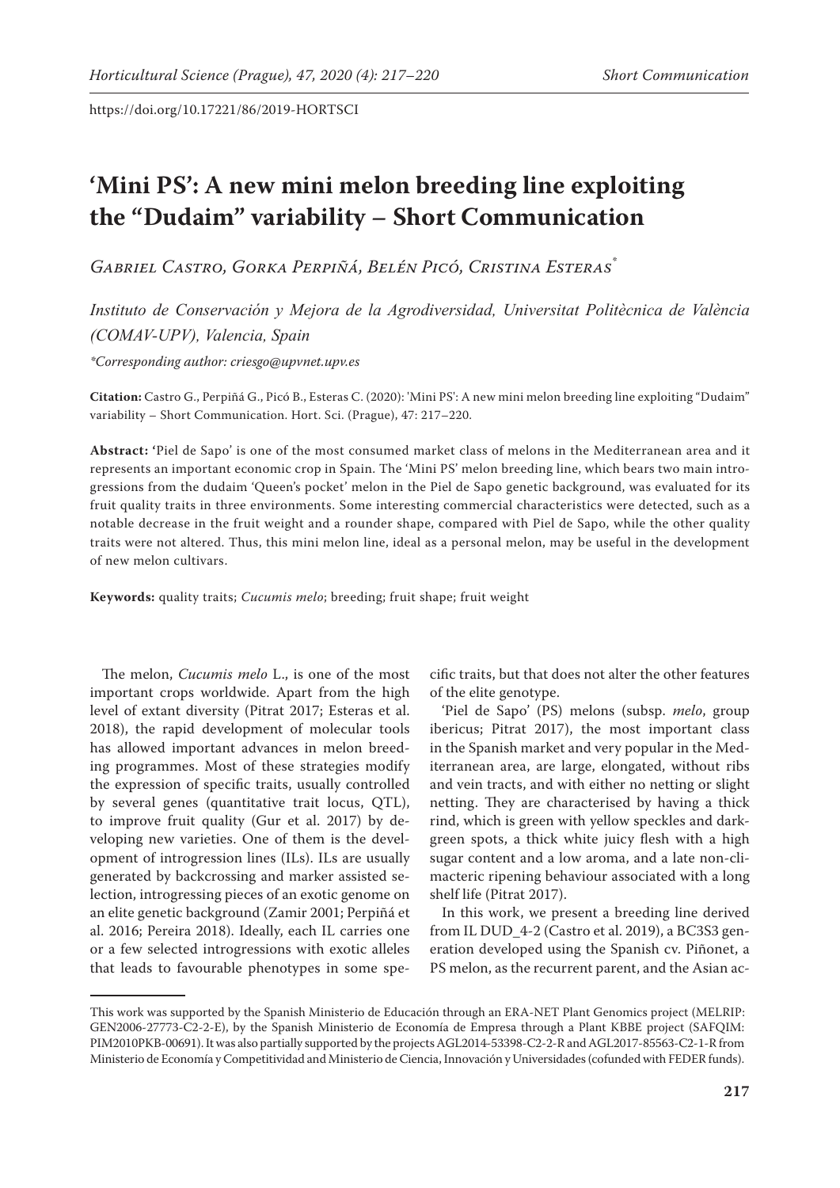https://doi.org/10.17221/86/2019-HORTSCI

# 'Mini PS': A new mini melon breeding line exploiting the "Dudaim" variability – Short Communication

*Gabriel Castro, Gorka Perpiñá, Belén Picó, Cristina Esteras\**

*Instituto de Conservación y Mejora de la Agrodiversidad, Universitat Politècnica de València (COMAV-UPV), Valencia, Spain*

*\*Corresponding author: criesgo@upvnet.upv.es*

**Citation:** Castro G., Perpiñá G., Picó B., Esteras C. (2020): 'Mini PS': A new mini melon breeding line exploiting "Dudaim" variability – Short Communication. Hort. Sci. (Prague), 47: 217–220.

**Abstract:** 'Piel de Sapo' is one of the most consumed market class of melons in the Mediterranean area and it represents an important economic crop in Spain. The 'Mini PS' melon breeding line, which bears two main introgressions from the dudaim 'Queen's pocket' melon in the Piel de Sapo genetic background, was evaluated for its fruit quality traits in three environments. Some interesting commercial characteristics were detected, such as a notable decrease in the fruit weight and a rounder shape, compared with Piel de Sapo, while the other quality traits were not altered. Thus, this mini melon line, ideal as a personal melon, may be useful in the development of new melon cultivars.

**Keywords:** quality traits; *Cucumis melo*; breeding; fruit shape; fruit weight

The melon, *Cucumis melo* L., is one of the most important crops worldwide. Apart from the high level of extant diversity (Pitrat 2017; Esteras et al. 2018), the rapid development of molecular tools has allowed important advances in melon breeding programmes. Most of these strategies modify the expression of specific traits, usually controlled by several genes (quantitative trait locus, QTL), to improve fruit quality (Gur et al. 2017) by developing new varieties. One of them is the development of introgression lines (ILs). ILs are usually generated by backcrossing and marker assisted selection, introgressing pieces of an exotic genome on an elite genetic background (Zamir 2001; Perpiñá et al. 2016; Pereira 2018). Ideally, each IL carries one or a few selected introgressions with exotic alleles that leads to favourable phenotypes in some specific traits, but that does not alter the other features of the elite genotype.

'Piel de Sapo' (PS) melons (subsp. *melo*, group ibericus; Pitrat 2017), the most important class in the Spanish market and very popular in the Mediterranean area, are large, elongated, without ribs and vein tracts, and with either no netting or slight netting. They are characterised by having a thick rind, which is green with yellow speckles and dark-green spots, a thick white juicy flesh with a high sugar content and a low aroma, and a late non-climacteric ripening behaviour associated with a long shelf life (Pitrat 2017).

In this work, we present a breeding line derived from IL DUD_4-2 (Castro et al. 2019), a BC3S3 generation developed using the Spanish cv. Piñonet, a PS melon, as the recurrent parent, and the Asian ac-

This work was supported by the Spanish Ministerio de Educación through an ERA-NET Plant Genomics project (MELRIP: GEN2006-27773-C2-2-E), by the Spanish Ministerio de Economía de Empresa through a Plant KBBE project (SAFQIM: PIM2010PKB-00691). It was also partially supported by the projects AGL2014-53398-C2-2-R and AGL2017-85563-C2-1-R from Ministerio de Economía y Competitividad and Ministerio de Ciencia, Innovación y Universidades (cofunded with FEDER funds).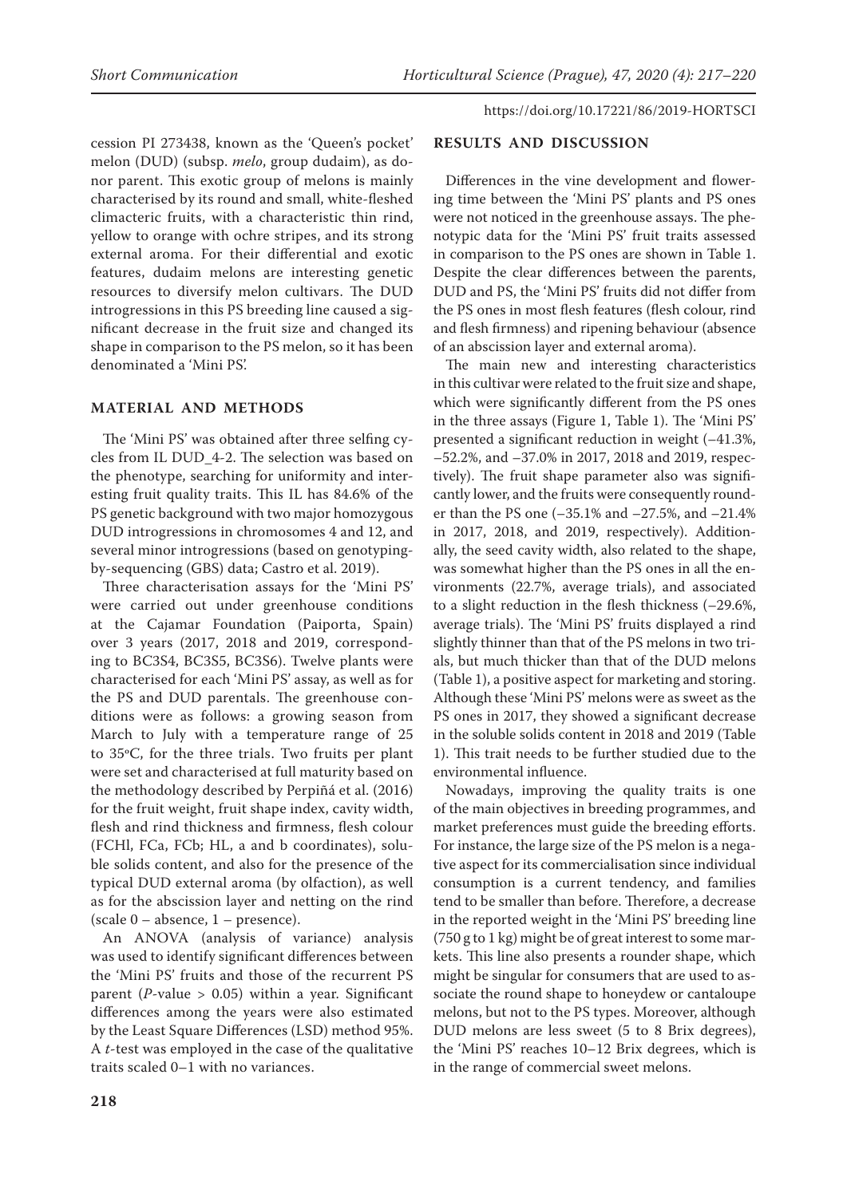cession PI 273438, known as the 'Queen's pocket' melon (DUD) (subsp. *melo*, group dudaim), as donor parent. This exotic group of melons is mainly characterised by its round and small, white-fleshed climacteric fruits, with a characteristic thin rind, yellow to orange with ochre stripes, and its strong external aroma. For their differential and exotic features, dudaim melons are interesting genetic resources to diversify melon cultivars. The DUD introgressions in this PS breeding line caused a significant decrease in the fruit size and changed its shape in comparison to the PS melon, so it has been denominated a 'Mini PS'.

## MATERIAL AND METHODS

The 'Mini PS' was obtained after three selfing cycles from IL DUD_4-2. The selection was based on the phenotype, searching for uniformity and interesting fruit quality traits. This IL has 84.6% of the PS genetic background with two major homozygous DUD introgressions in chromosomes 4 and 12, and several minor introgressions (based on genotyping-by-sequencing (GBS) data; Castro et al. 2019).

Three characterisation assays for the 'Mini PS' were carried out under greenhouse conditions at the Cajamar Foundation (Paiporta, Spain) over 3 years (2017, 2018 and 2019, corresponding to BC3S4, BC3S5, BC3S6). Twelve plants were characterised for each 'Mini PS' assay, as well as for the PS and DUD parentals. The greenhouse conditions were as follows: a growing season from March to July with a temperature range of 25 to 35°C, for the three trials. Two fruits per plant were set and characterised at full maturity based on the methodology described by Perpiñá et al. (2016) for the fruit weight, fruit shape index, cavity width, flesh and rind thickness and firmness, flesh colour (FCHl, FCa, FCb; HL, a and b coordinates), soluble solids content, and also for the presence of the typical DUD external aroma (by olfaction), as well as for the abscission layer and netting on the rind (scale 0 – absence, 1 – presence).

An ANOVA (analysis of variance) analysis was used to identify significant differences between the 'Mini PS' fruits and those of the recurrent PS parent ($P$-value > 0.05) within a year. Significant differences among the years were also estimated by the Least Square Differences (LSD) method 95%. A $t$-test was employed in the case of the qualitative traits scaled 0–1 with no variances.

## RESULTS AND DISCUSSION

Differences in the vine development and flowering time between the 'Mini PS' plants and PS ones were not noticed in the greenhouse assays. The phenotypic data for the 'Mini PS' fruit traits assessed in comparison to the PS ones are shown in Table 1. Despite the clear differences between the parents, DUD and PS, the 'Mini PS' fruits did not differ from the PS ones in most flesh features (flesh colour, rind and flesh firmness) and ripening behaviour (absence of an abscission layer and external aroma).

The main new and interesting characteristics in this cultivar were related to the fruit size and shape, which were significantly different from the PS ones in the three assays (Figure 1, Table 1). The 'Mini PS' presented a significant reduction in weight (–41.3%, –52.2%, and –37.0% in 2017, 2018 and 2019, respectively). The fruit shape parameter also was significantly lower, and the fruits were consequently rounder than the PS one (–35.1% and –27.5%, and –21.4% in 2017, 2018, and 2019, respectively). Additionally, the seed cavity width, also related to the shape, was somewhat higher than the PS ones in all the environments (22.7%, average trials), and associated to a slight reduction in the flesh thickness (–29.6%, average trials). The 'Mini PS' fruits displayed a rind slightly thinner than that of the PS melons in two trials, but much thicker than that of the DUD melons (Table 1), a positive aspect for marketing and storing. Although these 'Mini PS' melons were as sweet as the PS ones in 2017, they showed a significant decrease in the soluble solids content in 2018 and 2019 (Table 1). This trait needs to be further studied due to the environmental influence.

Nowadays, improving the quality traits is one of the main objectives in breeding programmes, and market preferences must guide the breeding efforts. For instance, the large size of the PS melon is a negative aspect for its commercialisation since individual consumption is a current tendency, and families tend to be smaller than before. Therefore, a decrease in the reported weight in the 'Mini PS' breeding line (750 g to 1 kg) might be of great interest to some markets. This line also presents a rounder shape, which might be singular for consumers that are used to associate the round shape to honeydew or cantaloupe melons, but not to the PS types. Moreover, although DUD melons are less sweet (5 to 8 Brix degrees), the 'Mini PS' reaches 10–12 Brix degrees, which is in the range of commercial sweet melons.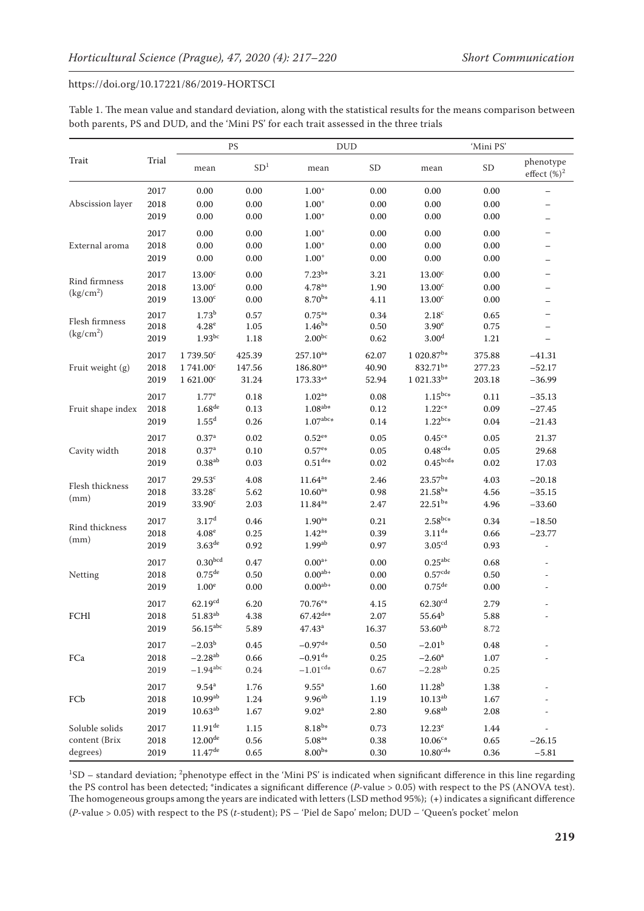Table 1. The mean value and standard deviation, along with the statistical results for the means comparison between both parents, PS and DUD, and the 'Mini PS' for each trait assessed in the three trials

| Trait | Trial | PS | | DUD | | 'Mini PS' | | |
|---|---|---|---|---|---|---|---|---|
| | | mean | SD[1] | mean | SD | mean | SD | phenotype effect (%)[2] |
| Abscission layer | 2017 | 0.00 | 0.00 | 1.00+ | 0.00 | 0.00 | 0.00 | – |
| | 2018 | 0.00 | 0.00 | 1.00+ | 0.00 | 0.00 | 0.00 | – |
| | 2019 | 0.00 | 0.00 | 1.00+ | 0.00 | 0.00 | 0.00 | – |
| External aroma | 2017 | 0.00 | 0.00 | 1.00+ | 0.00 | 0.00 | 0.00 | – |
| | 2018 | 0.00 | 0.00 | 1.00+ | 0.00 | 0.00 | 0.00 | – |
| | 2019 | 0.00 | 0.00 | 1.00+ | 0.00 | 0.00 | 0.00 | – |
| Rind firmness ($kg/cm^2$) | 2017 | 13.00[c] | 0.00 | 7.23[b]* | 3.21 | 13.00[c] | 0.00 | – |
| | 2018 | 13.00[c] | 0.00 | 4.78[a]* | 1.90 | 13.00[c] | 0.00 | – |
| | 2019 | 13.00[c] | 0.00 | 8.70[b]* | 4.11 | 13.00[c] | 0.00 | – |
| Flesh firmness ($kg/cm^2$) | 2017 | 1.73[b] | 0.57 | 0.75[a]* | 0.34 | 2.18[c] | 0.65 | – |
| | 2018 | 4.28[e] | 1.05 | 1.46[b]* | 0.50 | 3.90[e] | 0.75 | – |
| | 2019 | 1.93[bc] | 1.18 | 2.00[bc] | 0.62 | 3.00[d] | 1.21 | – |
| Fruit weight (g) | 2017 | 1 739.50[c] | 425.39 | 257.10[a]* | 62.07 | 1 020.87[b]* | 375.88 | –41.31 |
| | 2018 | 1 741.00[c] | 147.56 | 186.80[a]* | 40.90 | 832.71[b]* | 277.23 | –52.17 |
| | 2019 | 1 621.00[c] | 31.24 | 173.33[a]* | 52.94 | 1 021.33[b]* | 203.18 | –36.99 |
| Fruit shape index | 2017 | 1.77[e] | 0.18 | 1.02[a]* | 0.08 | 1.15[bc]* | 0.11 | –35.13 |
| | 2018 | 1.68[de] | 0.13 | 1.08[ab]* | 0.12 | 1.22[c]* | 0.09 | –27.45 |
| | 2019 | 1.55[d] | 0.26 | 1.07[abc]* | 0.14 | 1.22[bc]* | 0.04 | –21.43 |
| Cavity width | 2017 | 0.37[a] | 0.02 | 0.52[e]* | 0.05 | 0.45[c]* | 0.05 | 21.37 |
| | 2018 | 0.37[a] | 0.10 | 0.57[e]* | 0.05 | 0.48[cd]* | 0.05 | 29.68 |
| | 2019 | 0.38[ab] | 0.03 | 0.51[de]* | 0.02 | 0.45[bcd]* | 0.02 | 17.03 |
| Flesh thickness (mm) | 2017 | 29.53[c] | 4.08 | 11.64[a]* | 2.46 | 23.57[b]* | 4.03 | –20.18 |
| | 2018 | 33.28[c] | 5.62 | 10.60[a]* | 0.98 | 21.58[b]* | 4.56 | –35.15 |
| | 2019 | 33.90[c] | 2.03 | 11.84[a]* | 2.47 | 22.51[b]* | 4.96 | –33.60 |
| Rind thickness (mm) | 2017 | 3.17[d] | 0.46 | 1.90[a]* | 0.21 | 2.58[bc]* | 0.34 | –18.50 |
| | 2018 | 4.08[e] | 0.25 | 1.42[a]* | 0.39 | 3.11[d]* | 0.66 | –23.77 |
| | 2019 | 3.63[de] | 0.92 | 1.99[ab] | 0.97 | 3.05[cd] | 0.93 | - |
| Netting | 2017 | 0.30[bcd] | 0.47 | 0.00[a]+ | 0.00 | 0.25[abc] | 0.68 | - |
| | 2018 | 0.75[de] | 0.50 | 0.00[ab]+ | 0.00 | 0.57[cde] | 0.50 | - |
| | 2019 | 1.00[e] | 0.00 | 0.00[ab]+ | 0.00 | 0.75[de] | 0.00 | - |
| FCHl | 2017 | 62.19[cd] | 6.20 | 70.76[e]* | 4.15 | 62.30[cd] | 2.79 | - |
| | 2018 | 51.83[ab] | 4.38 | 67.42[de]* | 2.07 | 55.64[b] | 5.88 | - |
| | 2019 | 56.15[abc] | 5.89 | 47.43[a] | 16.37 | 53.60[ab] | 8.72 | - |
| FCa | 2017 | –2.03[b] | 0.45 | –0.97[d]* | 0.50 | –2.01[b] | 0.48 | - |
| | 2018 | –2.28[ab] | 0.66 | –0.91[d]* | 0.25 | –2.60[a] | 1.07 | - |
| | 2019 | –1.94[abc] | 0.24 | –1.01[cd]* | 0.67 | –2.28[ab] | 0.25 | - |
| FCb | 2017 | 9.54[a] | 1.76 | 9.55[a] | 1.60 | 11.28[b] | 1.38 | - |
| | 2018 | 10.99[ab] | 1.24 | 9.96[ab] | 1.19 | 10.13[ab] | 1.67 | - |
| | 2019 | 10.63[ab] | 1.67 | 9.02[a] | 2.80 | 9.68[ab] | 2.08 | - |
| Soluble solids content (Brix degrees) | 2017 | 11.91[de] | 1.15 | 8.18[b]* | 0.73 | 12.23[e] | 1.44 | - |
| | 2018 | 12.00[de] | 0.56 | 5.08[a]* | 0.38 | 10.06[c]* | 0.65 | –26.15 |
| | 2019 | 11.47[de] | 0.65 | 8.00[b]* | 0.30 | 10.80[cd]* | 0.36 | –5.81 |

[1]SD – standard deviation; [2]phenotype effect in the 'Mini PS' is indicated when significant difference in this line regarding the PS control has been detected; *indicates a significant difference ($P$-value > 0.05) with respect to the PS (ANOVA test). The homogeneous groups among the years are indicated with letters (LSD method 95%); (+) indicates a significant difference ($P$-value > 0.05) with respect to the PS ($t$-student); PS – 'Piel de Sapo' melon; DUD – 'Queen's pocket' melon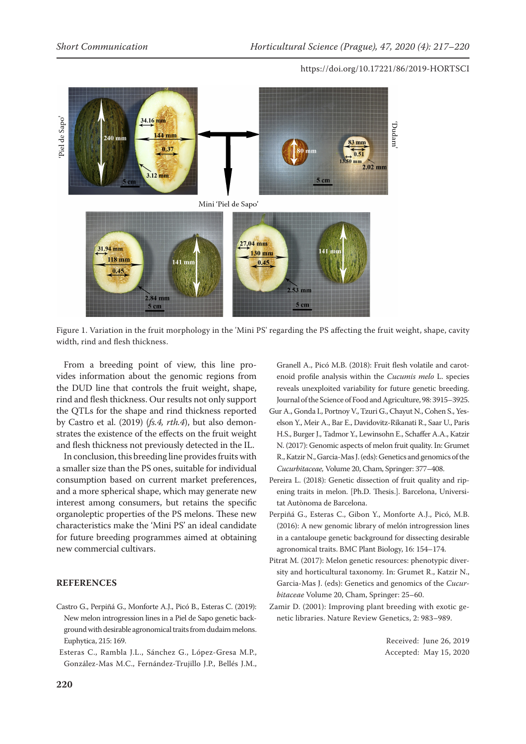'Piel de Sapo'

240 mm

34.16 mm

144 mm

0.37

3.12 mm

5 cm

'Dudam'

80 mm

83 mm

0.51

13.50 mm

2.02 mm

5 cm

Mini 'Piel de Sapo'

31.94 mm

118 mm

0.45

141 mm

2.84 mm

5 cm

27.04 mm

130 mm

0.45

141 mm

2.53 mm

5 cm

Figure 1. Variation in the fruit morphology in the 'Mini PS' regarding the PS affecting the fruit weight, shape, cavity width, rind and flesh thickness.

From a breeding point of view, this line provides information about the genomic regions from the DUD line that controls the fruit weight, shape, rind and flesh thickness. Our results not only support the QTLs for the shape and rind thickness reported by Castro et al. (2019) (*fs.4, rth.4*), but also demonstrates the existence of the effects on the fruit weight and flesh thickness not previously detected in the IL.

In conclusion, this breeding line provides fruits with a smaller size than the PS ones, suitable for individual consumption based on current market preferences, and a more spherical shape, which may generate new interest among consumers, but retains the specific organoleptic properties of the PS melons. These new characteristics make the 'Mini PS' an ideal candidate for future breeding programmes aimed at obtaining new commercial cultivars.

## REFERENCES

Castro G., Perpiñá G., Monforte A.J., Picó B., Esteras C. (2019): New melon introgression lines in a Piel de Sapo genetic background with desirable agronomical traits from dudaim melons. Euphytica, 215: 169.

Esteras C., Rambla J.L., Sánchez G., López-Gresa M.P., González-Mas M.C., Fernández-Trujillo J.P., Bellés J.M., Granell A., Picó M.B. (2018): Fruit flesh volatile and carotenoid profile analysis within the *Cucumis melo* L. species reveals unexploited variability for future genetic breeding. Journal of the Science of Food and Agriculture, 98: 3915–3925.

Gur A., Gonda I., Portnoy V., Tzuri G., Chayut N., Cohen S., Yeselson Y., Meir A., Bar E., Davidovitz-Rikanati R., Saar U., Paris H.S., Burger J., Tadmor Y., Lewinsohn E., Schaffer A.A., Katzir N. (2017): Genomic aspects of melon fruit quality. In: Grumet R., Katzir N., Garcia-Mas J. (eds): Genetics and genomics of the *Cucurbitaceae,* Volume 20, Cham, Springer: 377–408.

Pereira L. (2018): Genetic dissection of fruit quality and ripening traits in melon. [Ph.D. Thesis.]. Barcelona, Universitat Autònoma de Barcelona.

Perpiñá G., Esteras C., Gibon Y., Monforte A.J., Picó, M.B. (2016): A new genomic library of melón introgression lines in a cantaloupe genetic background for dissecting desirable agronomical traits. BMC Plant Biology, 16: 154–174.

Pitrat M. (2017): Melon genetic resources: phenotypic diversity and horticultural taxonomy. In: Grumet R., Katzir N., Garcia-Mas J. (eds): Genetics and genomics of the *Cucurbitaceae* Volume 20, Cham, Springer: 25–60.

Zamir D. (2001): Improving plant breeding with exotic genetic libraries. Nature Review Genetics, 2: 983–989.

Received: June 26, 2019
Accepted: May 15, 2020